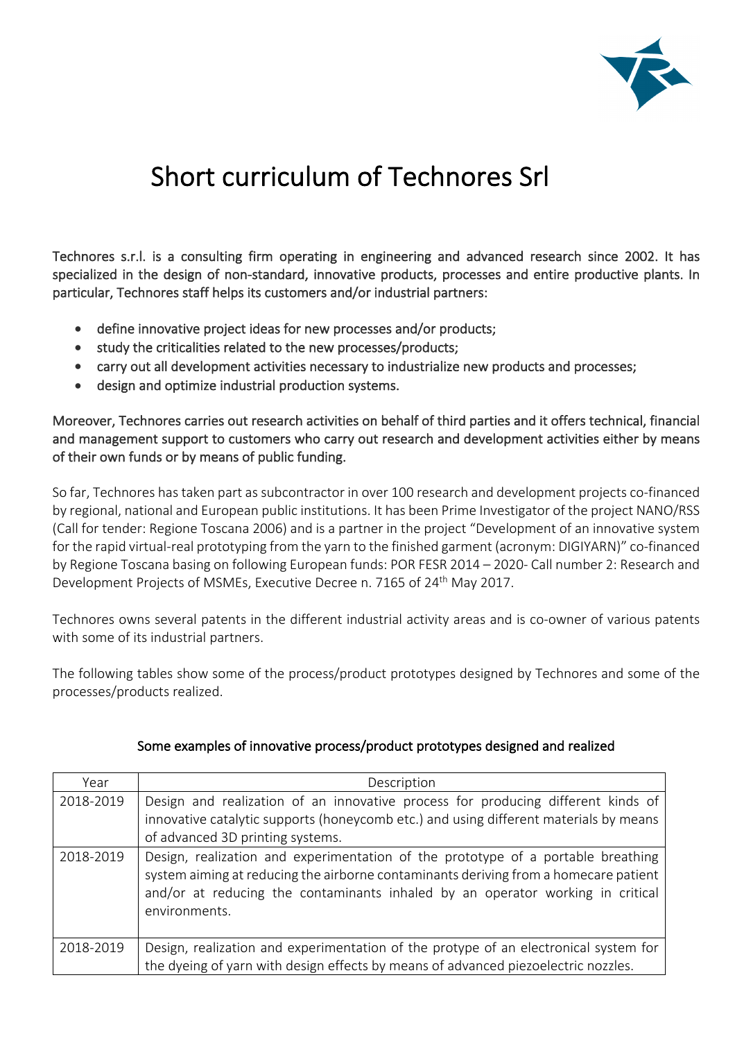# Short curriculum of Technores Srl

Technores s.r.l. is a consulting firm operating in engineering and advanced research since 2002. It has specialized in the design of non-standard, innovative products, processes and entire productive plants. In particular, Technores staff helps its customers and/or industrial partners:

- define innovative project ideas for new processes and/or products;
- study the criticalities related to the new processes/products;
- carry out all development activities necessary to industrialize new products and processes;
- design and optimize industrial production systems.

Moreover, Technores carries out research activities on behalf of third parties and it offers technical, financial and management support to customers who carry out research and development activities either by means of their own funds or by means of public funding.

So far, Technores has taken part as subcontractor in over 100 research and development projects co-financed by regional, national and European public institutions. It has been Prime Investigator of the project NANO/RSS (Call for tender: Regione Toscana 2006) and is a partner in the project "Development of an innovative system for the rapid virtual-real prototyping from the yarn to the finished garment (acronym: DIGIYARN)" co-financed by Regione Toscana basing on following European funds: POR FESR 2014 – 2020- Call number 2: Research and Development Projects of MSMEs, Executive Decree n. 7165 of 24th May 2017.

Technores owns several patents in the different industrial activity areas and is co-owner of various patents with some of its industrial partners.

The following tables show some of the process/product prototypes designed by Technores and some of the processes/products realized.

## Some examples of innovative process/product prototypes designed and realized

| Year | Description |
|---|---|
| 2018-2019 | Design and realization of an innovative process for producing different kinds of innovative catalytic supports (honeycomb etc.) and using different materials by means of advanced 3D printing systems. |
| 2018-2019 | Design, realization and experimentation of the prototype of a portable breathing system aiming at reducing the airborne contaminants deriving from a homecare patient and/or at reducing the contaminants inhaled by an operator working in critical environments. |
| 2018-2019 | Design, realization and experimentation of the protype of an electronical system for the dyeing of yarn with design effects by means of advanced piezoelectric nozzles. |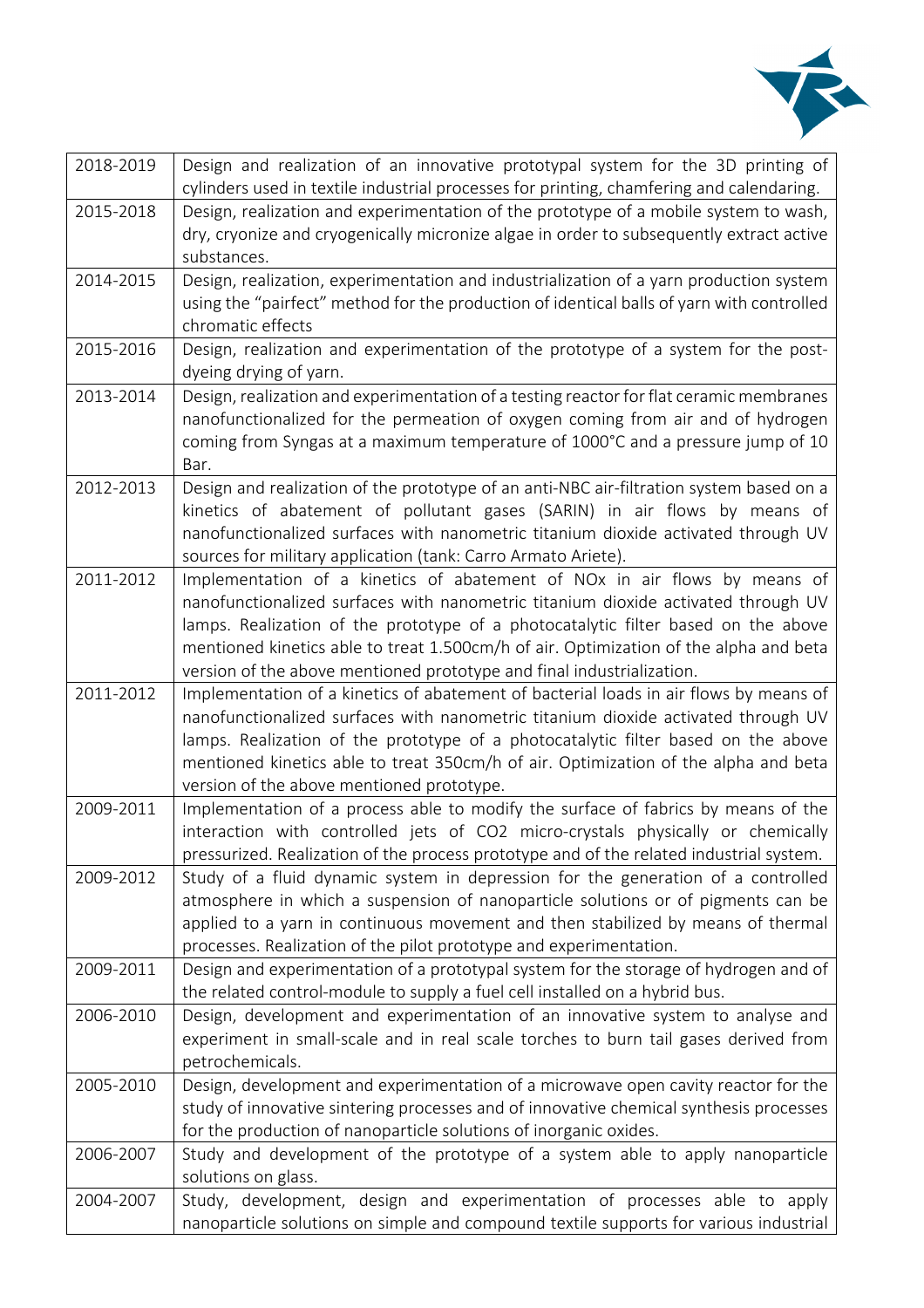| | |
|---|---|
| 2018-2019 | Design and realization of an innovative prototypal system for the 3D printing of cylinders used in textile industrial processes for printing, chamfering and calendaring. |
| 2015-2018 | Design, realization and experimentation of the prototype of a mobile system to wash, dry, cryonize and cryogenically micronize algae in order to subsequently extract active substances. |
| 2014-2015 | Design, realization, experimentation and industrialization of a yarn production system using the “pairfect” method for the production of identical balls of yarn with controlled chromatic effects |
| 2015-2016 | Design, realization and experimentation of the prototype of a system for the post-dyeing drying of yarn. |
| 2013-2014 | Design, realization and experimentation of a testing reactor for flat ceramic membranes nanofunctionalized for the permeation of oxygen coming from air and of hydrogen coming from Syngas at a maximum temperature of 1000°C and a pressure jump of 10 Bar. |
| 2012-2013 | Design and realization of the prototype of an anti-NBC air-filtration system based on a kinetics of abatement of pollutant gases (SARIN) in air flows by means of nanofunctionalized surfaces with nanometric titanium dioxide activated through UV sources for military application (tank: Carro Armato Ariete). |
| 2011-2012 | Implementation of a kinetics of abatement of NOx in air flows by means of nanofunctionalized surfaces with nanometric titanium dioxide activated through UV lamps. Realization of the prototype of a photocatalytic filter based on the above mentioned kinetics able to treat 1.500cm/h of air. Optimization of the alpha and beta version of the above mentioned prototype and final industrialization. |
| 2011-2012 | Implementation of a kinetics of abatement of bacterial loads in air flows by means of nanofunctionalized surfaces with nanometric titanium dioxide activated through UV lamps. Realization of the prototype of a photocatalytic filter based on the above mentioned kinetics able to treat 350cm/h of air. Optimization of the alpha and beta version of the above mentioned prototype. |
| 2009-2011 | Implementation of a process able to modify the surface of fabrics by means of the interaction with controlled jets of $CO_2$ micro-crystals physically or chemically pressurized. Realization of the process prototype and of the related industrial system. |
| 2009-2012 | Study of a fluid dynamic system in depression for the generation of a controlled atmosphere in which a suspension of nanoparticle solutions or of pigments can be applied to a yarn in continuous movement and then stabilized by means of thermal processes. Realization of the pilot prototype and experimentation. |
| 2009-2011 | Design and experimentation of a prototypal system for the storage of hydrogen and of the related control-module to supply a fuel cell installed on a hybrid bus. |
| 2006-2010 | Design, development and experimentation of an innovative system to analyse and experiment in small-scale and in real scale torches to burn tail gases derived from petrochemicals. |
| 2005-2010 | Design, development and experimentation of a microwave open cavity reactor for the study of innovative sintering processes and of innovative chemical synthesis processes for the production of nanoparticle solutions of inorganic oxides. |
| 2006-2007 | Study and development of the prototype of a system able to apply nanoparticle solutions on glass. |
| 2004-2007 | Study, development, design and experimentation of processes able to apply nanoparticle solutions on simple and compound textile supports for various industrial |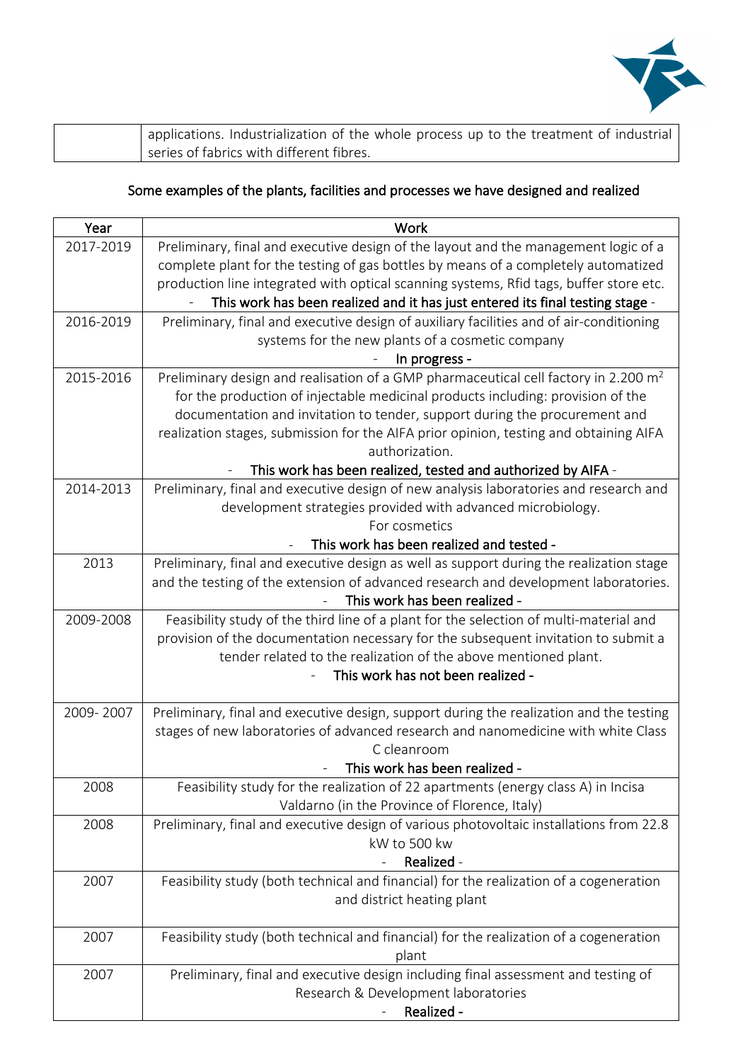| | applications. Industrialization of the whole process up to the treatment of industrial series of fabrics with different fibres. |
|---|---|

Some examples of the plants, facilities and processes we have designed and realized

| Year | Work |
|---|---|
| 2017-2019 | Preliminary, final and executive design of the layout and the management logic of a complete plant for the testing of gas bottles by means of a completely automatized production line integrated with optical scanning systems, Rfid tags, buffer store etc.<br>- **This work has been realized and it has just entered its final testing stage** - |
| 2016-2019 | Preliminary, final and executive design of auxiliary facilities and of air-conditioning systems for the new plants of a cosmetic company<br>- **In progress** - |
| 2015-2016 | Preliminary design and realisation of a GMP pharmaceutical cell factory in 2.200 $m^2$ for the production of injectable medicinal products including: provision of the documentation and invitation to tender, support during the procurement and realization stages, submission for the AIFA prior opinion, testing and obtaining AIFA authorization.<br>- **This work has been realized, tested and authorized by AIFA** - |
| 2014-2013 | Preliminary, final and executive design of new analysis laboratories and research and development strategies provided with advanced microbiology.<br>For cosmetics<br>- **This work has been realized and tested** - |
| 2013 | Preliminary, final and executive design as well as support during the realization stage and the testing of the extension of advanced research and development laboratories.<br>- **This work has been realized** - |
| 2009-2008 | Feasibility study of the third line of a plant for the selection of multi-material and provision of the documentation necessary for the subsequent invitation to submit a tender related to the realization of the above mentioned plant.<br>- **This work has not been realized** - |
| 2009- 2007 | Preliminary, final and executive design, support during the realization and the testing stages of new laboratories of advanced research and nanomedicine with white Class C cleanroom<br>- **This work has been realized** - |
| 2008 | Feasibility study for the realization of 22 apartments (energy class A) in Incisa Valdarno (in the Province of Florence, Italy) |
| 2008 | Preliminary, final and executive design of various photovoltaic installations from 22.8 kW to 500 kw<br>- **Realized** - |
| 2007 | Feasibility study (both technical and financial) for the realization of a cogeneration and district heating plant |
| 2007 | Feasibility study (both technical and financial) for the realization of a cogeneration plant |
| 2007 | Preliminary, final and executive design including final assessment and testing of Research & Development laboratories<br>- **Realized** - |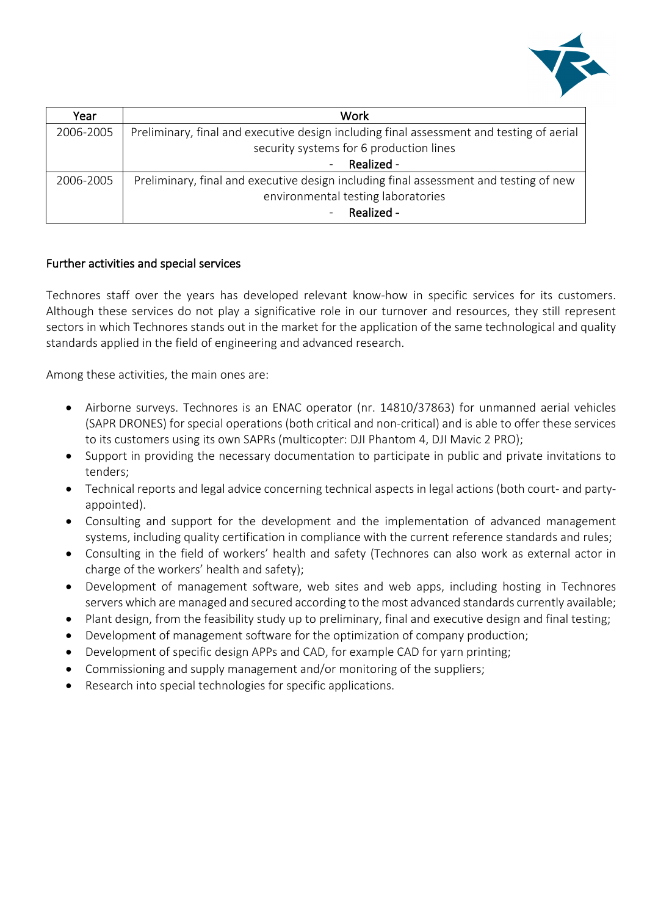| Year | Work |
| --- | --- |
| 2006-2005 | Preliminary, final and executive design including final assessment and testing of aerial security systems for 6 production lines<br>- **Realized** - |
| 2006-2005 | Preliminary, final and executive design including final assessment and testing of new environmental testing laboratories<br>- **Realized** - |

## Further activities and special services

Technores staff over the years has developed relevant know-how in specific services for its customers. Although these services do not play a significative role in our turnover and resources, they still represent sectors in which Technores stands out in the market for the application of the same technological and quality standards applied in the field of engineering and advanced research.

Among these activities, the main ones are:

- Airborne surveys. Technores is an ENAC operator (nr. 14810/37863) for unmanned aerial vehicles (SAPR DRONES) for special operations (both critical and non-critical) and is able to offer these services to its customers using its own SAPRs (multicopter: DJI Phantom 4, DJI Mavic 2 PRO);
- Support in providing the necessary documentation to participate in public and private invitations to tenders;
- Technical reports and legal advice concerning technical aspects in legal actions (both court- and party-appointed).
- Consulting and support for the development and the implementation of advanced management systems, including quality certification in compliance with the current reference standards and rules;
- Consulting in the field of workers' health and safety (Technores can also work as external actor in charge of the workers' health and safety);
- Development of management software, web sites and web apps, including hosting in Technores servers which are managed and secured according to the most advanced standards currently available;
- Plant design, from the feasibility study up to preliminary, final and executive design and final testing;
- Development of management software for the optimization of company production;
- Development of specific design APPs and CAD, for example CAD for yarn printing;
- Commissioning and supply management and/or monitoring of the suppliers;
- Research into special technologies for specific applications.